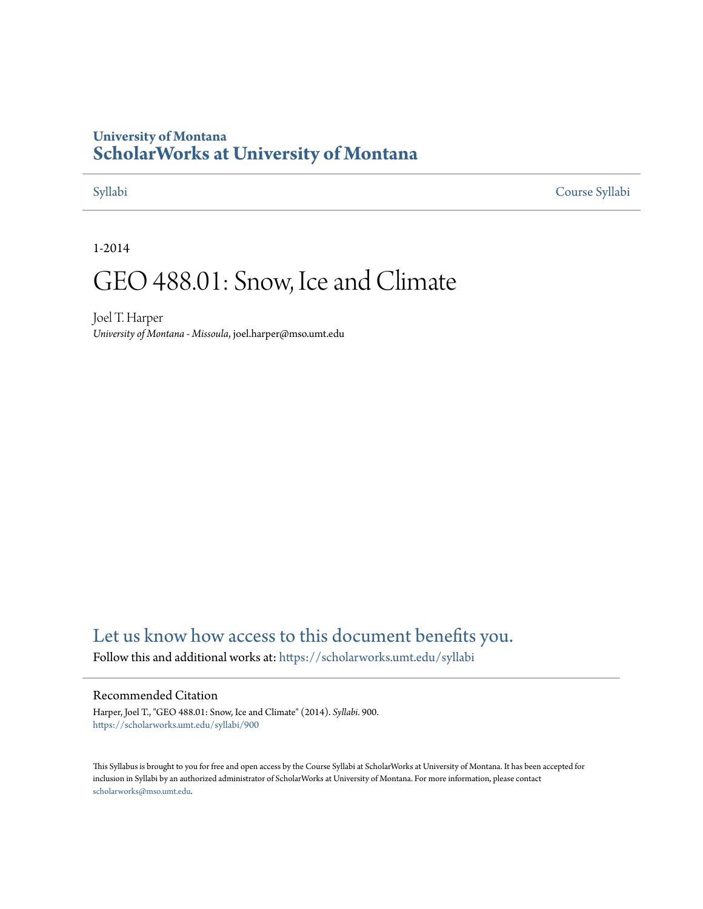University of Montana
# ScholarWorks at University of Montana

Syllabi Course Syllabi

1-2014

# GEO 488.01: Snow, Ice and Climate

Joel T. Harper
*University of Montana - Missoula*, joel.harper@mso.umt.edu

Let us know how access to this document benefits you.

Follow this and additional works at: https://scholarworks.umt.edu/syllabi

## Recommended Citation

Harper, Joel T., "GEO 488.01: Snow, Ice and Climate" (2014). *Syllabi*. 900.
https://scholarworks.umt.edu/syllabi/900

This Syllabus is brought to you for free and open access by the Course Syllabi at ScholarWorks at University of Montana. It has been accepted for inclusion in Syllabi by an authorized administrator of ScholarWorks at University of Montana. For more information, please contact scholarworks@mso.umt.edu.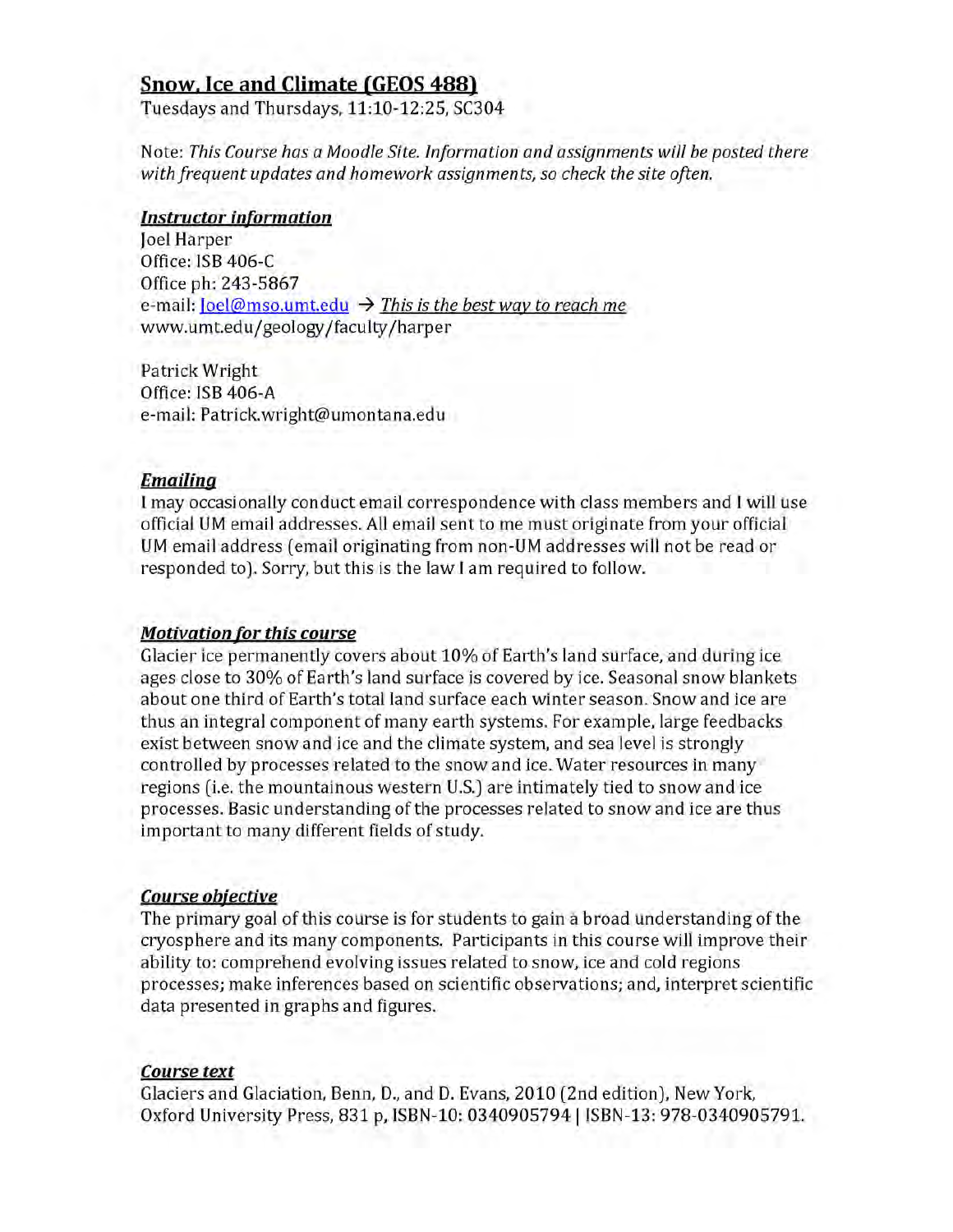# Snow, Ice and Climate (GEOS 488)

Tuesdays and Thursdays, 11:10-12:25, SC304

Note: *This Course has a Moodle Site. Information and assignments will be posted there with frequent updates and homework assignments, so check the site often.*

### *Instructor information*

Joel Harper
Office: ISB 406-C
Office ph: 243-5867
e-mail: Joel@mso.umt.edu → *This is the best way to reach me*
www.umt.edu/geology/faculty/harper

Patrick Wright
Office: ISB 406-A
e-mail: Patrick.wright@umontana.edu

### *Emailing*

I may occasionally conduct email correspondence with class members and I will use official UM email addresses. All email sent to me must originate from your official UM email address (email originating from non-UM addresses will not be read or responded to). Sorry, but this is the law I am required to follow.

### *Motivation for this course*

Glacier ice permanently covers about 10% of Earth's land surface, and during ice ages close to 30% of Earth's land surface is covered by ice. Seasonal snow blankets about one third of Earth's total land surface each winter season. Snow and ice are thus an integral component of many earth systems. For example, large feedbacks exist between snow and ice and the climate system, and sea level is strongly controlled by processes related to the snow and ice. Water resources in many regions (i.e. the mountainous western U.S.) are intimately tied to snow and ice processes. Basic understanding of the processes related to snow and ice are thus important to many different fields of study.

### *Course objective*

The primary goal of this course is for students to gain a broad understanding of the cryosphere and its many components. Participants in this course will improve their ability to: comprehend evolving issues related to snow, ice and cold regions processes; make inferences based on scientific observations; and, interpret scientific data presented in graphs and figures.

### *Course text*

Glaciers and Glaciation, Benn, D., and D. Evans, 2010 (2nd edition), New York, Oxford University Press, 831 p, ISBN-10: 0340905794 | ISBN-13: 978-0340905791.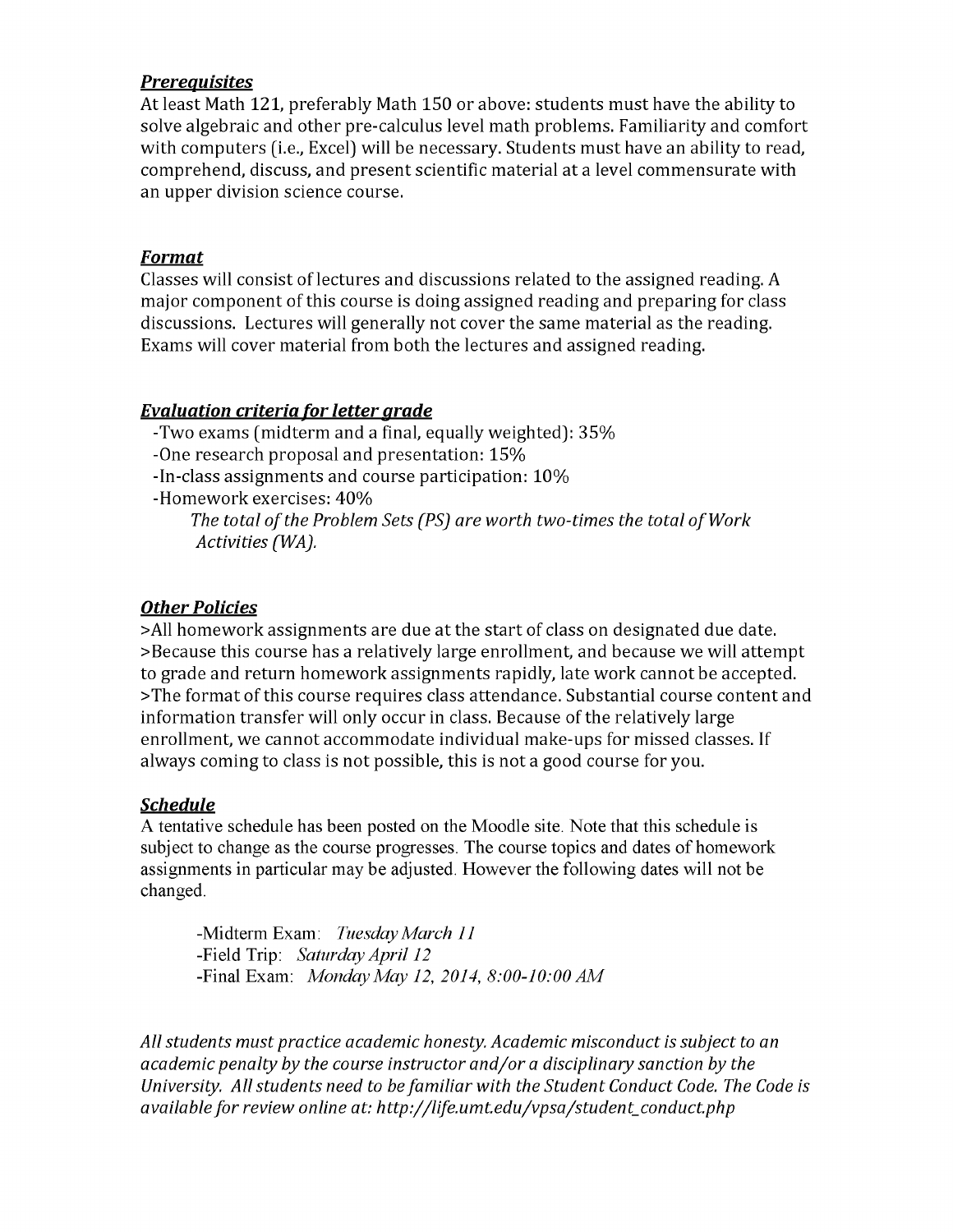### ***Prerequisites***

At least Math 121, preferably Math 150 or above: students must have the ability to solve algebraic and other pre-calculus level math problems. Familiarity and comfort with computers (i.e., Excel) will be necessary. Students must have an ability to read, comprehend, discuss, and present scientific material at a level commensurate with an upper division science course.

### ***Format***

Classes will consist of lectures and discussions related to the assigned reading. A major component of this course is doing assigned reading and preparing for class discussions. Lectures will generally not cover the same material as the reading. Exams will cover material from both the lectures and assigned reading.

### ***Evaluation criteria for letter grade***

- -Two exams (midterm and a final, equally weighted): 35%
- -One research proposal and presentation: 15%
- -In-class assignments and course participation: 10%
- -Homework exercises: 40%
  - *The total of the Problem Sets (PS) are worth two-times the total of Work Activities (WA).*

### ***Other Policies***

>All homework assignments are due at the start of class on designated due date.

>Because this course has a relatively large enrollment, and because we will attempt to grade and return homework assignments rapidly, late work cannot be accepted.

>The format of this course requires class attendance. Substantial course content and information transfer will only occur in class. Because of the relatively large enrollment, we cannot accommodate individual make-ups for missed classes. If always coming to class is not possible, this is not a good course for you.

### ***Schedule***

A tentative schedule has been posted on the Moodle site. Note that this schedule is subject to change as the course progresses. The course topics and dates of homework assignments in particular may be adjusted. However the following dates will not be changed.

- -Midterm Exam: *Tuesday March 11*
- -Field Trip: *Saturday April 12*
- -Final Exam: *Monday May 12, 2014, 8:00-10:00 AM*

*All students must practice academic honesty. Academic misconduct is subject to an academic penalty by the course instructor and/or a disciplinary sanction by the University. All students need to be familiar with the Student Conduct Code. The Code is available for review online at: http://life.umt.edu/vpsa/student_conduct.php*